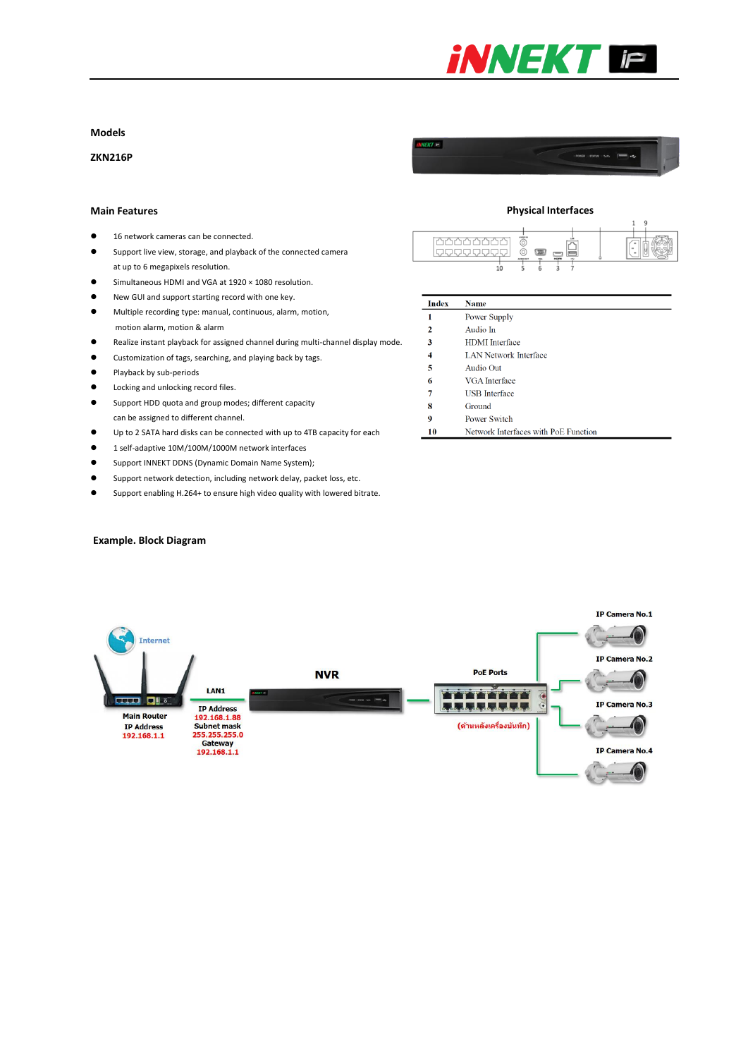## Models

**ZKN216P**

## Main Features

- 16 network cameras can be connected.
- Support live view, storage, and playback of the connected camera at up to 6 megapixels resolution.
- Simultaneous HDMI and VGA at 1920 × 1080 resolution.
- New GUI and support starting record with one key.
- Multiple recording type: manual, continuous, alarm, motion, motion alarm, motion & alarm
- Realize instant playback for assigned channel during multi-channel display mode.
- Customization of tags, searching, and playing back by tags.
- Playback by sub-periods
- Locking and unlocking record files.
- Support HDD quota and group modes; different capacity can be assigned to different channel.
- Up to 2 SATA hard disks can be connected with up to 4TB capacity for each
- 1 self-adaptive 10M/100M/1000M network interfaces
- Support INNEKT DDNS (Dynamic Domain Name System);
- Support network detection, including network delay, packet loss, etc.
- Support enabling H.264+ to ensure high video quality with lowered bitrate.

## Physical Interfaces

| Index | Name |
|---|---|
| 1 | Power Supply |
| 2 | Audio In |
| 3 | HDMI Interface |
| 4 | LAN Network Interface |
| 5 | Audio Out |
| 6 | VGA Interface |
| 7 | USB Interface |
| 8 | Ground |
| 9 | Power Switch |
| 10 | Network Interfaces with PoE Function |

## Example. Block Diagram

Internet

Main Router
IP Address
192.168.1.1

LAN1

IP Address
192.168.1.88
Subnet mask
255.255.255.0
Gateway
192.168.1.1

NVR

PoE Ports

(ด้านหลังเครื่องบันทึก)

IP Camera No.1

IP Camera No.2

IP Camera No.3

IP Camera No.4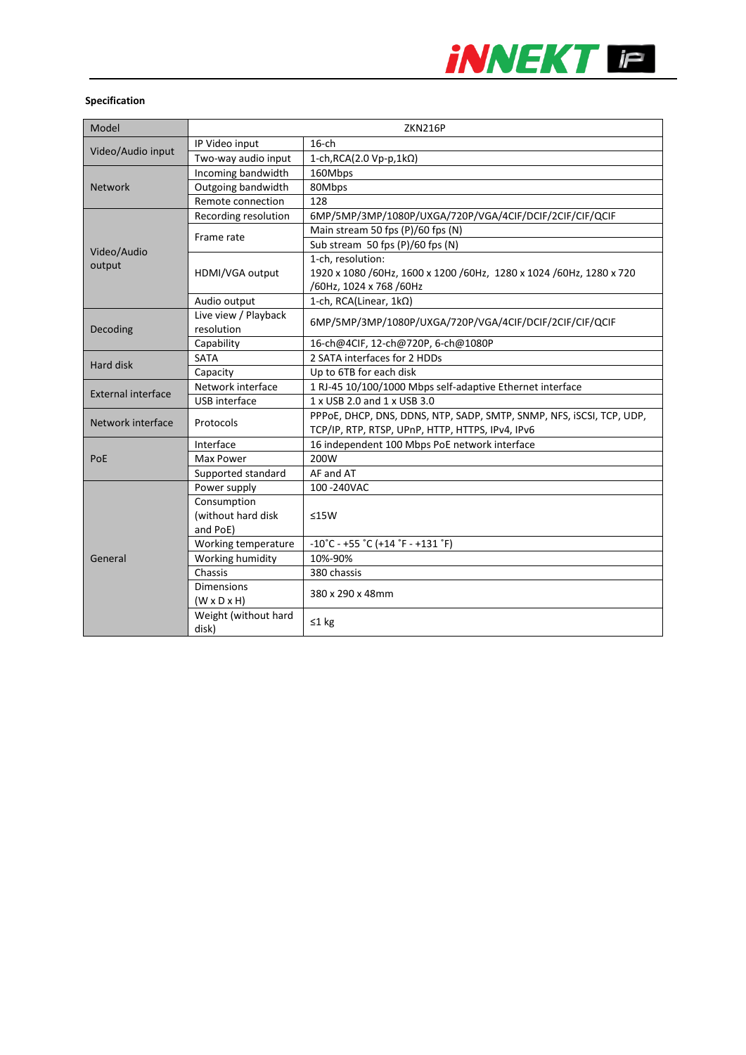**Specification**

| Model | | ZKN216P |
|---|---|---|
| Video/Audio input | IP Video input | 16-ch |
| | Two-way audio input | 1-ch,RCA(2.0 Vp-p,1kΩ) |
| Network | Incoming bandwidth | 160Mbps |
| | Outgoing bandwidth | 80Mbps |
| | Remote connection | 128 |
| Video/Audio output | Recording resolution | 6MP/5MP/3MP/1080P/UXGA/720P/VGA/4CIF/DCIF/2CIF/CIF/QCIF |
| | Frame rate | Main stream 50 fps (P)/60 fps (N) |
| | | Sub stream 50 fps (P)/60 fps (N) |
| | HDMI/VGA output | 1-ch, resolution: 1920 x 1080 /60Hz, 1600 x 1200 /60Hz, 1280 x 1024 /60Hz, 1280 x 720 /60Hz, 1024 x 768 /60Hz |
| | Audio output | 1-ch, RCA(Linear, 1kΩ) |
| Decoding | Live view / Playback resolution | 6MP/5MP/3MP/1080P/UXGA/720P/VGA/4CIF/DCIF/2CIF/CIF/QCIF |
| | Capability | 16-ch@4CIF, 12-ch@720P, 6-ch@1080P |
| Hard disk | SATA | 2 SATA interfaces for 2 HDDs |
| | Capacity | Up to 6TB for each disk |
| External interface | Network interface | 1 RJ-45 10/100/1000 Mbps self-adaptive Ethernet interface |
| | USB interface | 1 x USB 2.0 and 1 x USB 3.0 |
| Network interface | Protocols | PPPoE, DHCP, DNS, DDNS, NTP, SADP, SMTP, SNMP, NFS, iSCSI, TCP, UDP, TCP/IP, RTP, RTSP, UPnP, HTTP, HTTPS, IPv4, IPv6 |
| PoE | Interface | 16 independent 100 Mbps PoE network interface |
| | Max Power | 200W |
| | Supported standard | AF and AT |
| General | Power supply | 100 -240VAC |
| | Consumption (without hard disk and PoE) | ≤15W |
| | Working temperature | -10˚C - +55 ˚C (+14 ˚F - +131 ˚F) |
| | Working humidity | 10%-90% |
| | Chassis | 380 chassis |
| | Dimensions (W x D x H) | 380 x 290 x 48mm |
| | Weight (without hard disk) | ≤1 kg |